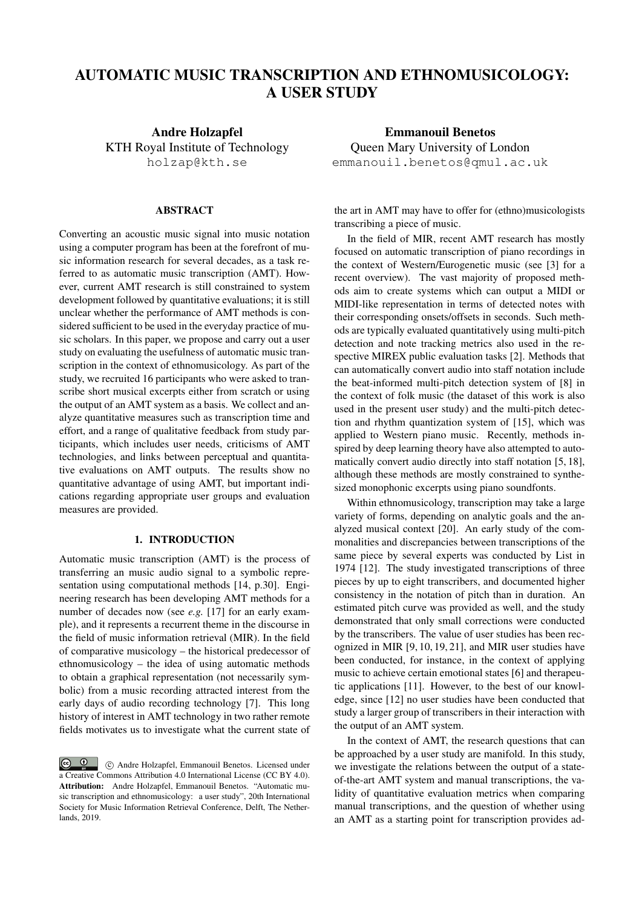# AUTOMATIC MUSIC TRANSCRIPTION AND ETHNOMUSICOLOGY: A USER STUDY

**Andre Holzapfel**
KTH Royal Institute of Technology
holzap@kth.se

**Emmanouil Benetos**
Queen Mary University of London
emmanouil.benetos@qmul.ac.uk

## ABSTRACT

Converting an acoustic music signal into music notation using a computer program has been at the forefront of music information research for several decades, as a task referred to as automatic music transcription (AMT). However, current AMT research is still constrained to system development followed by quantitative evaluations; it is still unclear whether the performance of AMT methods is considered sufficient to be used in the everyday practice of music scholars. In this paper, we propose and carry out a user study on evaluating the usefulness of automatic music transcription in the context of ethnomusicology. As part of the study, we recruited 16 participants who were asked to transcribe short musical excerpts either from scratch or using the output of an AMT system as a basis. We collect and analyze quantitative measures such as transcription time and effort, and a range of qualitative feedback from study participants, which includes user needs, criticisms of AMT technologies, and links between perceptual and quantitative evaluations on AMT outputs. The results show no quantitative advantage of using AMT, but important indications regarding appropriate user groups and evaluation measures are provided.

## 1. INTRODUCTION

Automatic music transcription (AMT) is the process of transferring an music audio signal to a symbolic representation using computational methods [14, p.30]. Engineering research has been developing AMT methods for a number of decades now (see *e.g.* [17] for an early example), and it represents a recurrent theme in the discourse in the field of music information retrieval (MIR). In the field of comparative musicology – the historical predecessor of ethnomusicology – the idea of using automatic methods to obtain a graphical representation (not necessarily symbolic) from a music recording attracted interest from the early days of audio recording technology [7]. This long history of interest in AMT technology in two rather remote fields motivates us to investigate what the current state of the art in AMT may have to offer for (ethno)musicologists transcribing a piece of music.

In the field of MIR, recent AMT research has mostly focused on automatic transcription of piano recordings in the context of Western/Eurogenetic music (see [3] for a recent overview). The vast majority of proposed methods aim to create systems which can output a MIDI or MIDI-like representation in terms of detected notes with their corresponding onsets/offsets in seconds. Such methods are typically evaluated quantitatively using multi-pitch detection and note tracking metrics also used in the respective MIREX public evaluation tasks [2]. Methods that can automatically convert audio into staff notation include the beat-informed multi-pitch detection system of [8] in the context of folk music (the dataset of this work is also used in the present user study) and the multi-pitch detection and rhythm quantization system of [15], which was applied to Western piano music. Recently, methods inspired by deep learning theory have also attempted to automatically convert audio directly into staff notation [5, 18], although these methods are mostly constrained to synthesized monophonic excerpts using piano soundfonts.

Within ethnomusicology, transcription may take a large variety of forms, depending on analytic goals and the analyzed musical context [20]. An early study of the commonalities and discrepancies between transcriptions of the same piece by several experts was conducted by List in 1974 [12]. The study investigated transcriptions of three pieces by up to eight transcribers, and documented higher consistency in the notation of pitch than in duration. An estimated pitch curve was provided as well, and the study demonstrated that only small corrections were conducted by the transcribers. The value of user studies has been recognized in MIR [9, 10, 19, 21], and MIR user studies have been conducted, for instance, in the context of applying music to achieve certain emotional states [6] and therapeutic applications [11]. However, to the best of our knowledge, since [12] no user studies have been conducted that study a larger group of transcribers in their interaction with the output of an AMT system.

In the context of AMT, the research questions that can be approached by a user study are manifold. In this study, we investigate the relations between the output of a state-of-the-art AMT system and manual transcriptions, the validity of quantitative evaluation metrics when comparing manual transcriptions, and the question of whether using an AMT as a starting point for transcription provides ad-

© Andre Holzapfel, Emmanouil Benetos. Licensed under a Creative Commons Attribution 4.0 International License (CC BY 4.0). **Attribution:** Andre Holzapfel, Emmanouil Benetos. "Automatic music transcription and ethnomusicology: a user study", 20th International Society for Music Information Retrieval Conference, Delft, The Netherlands, 2019.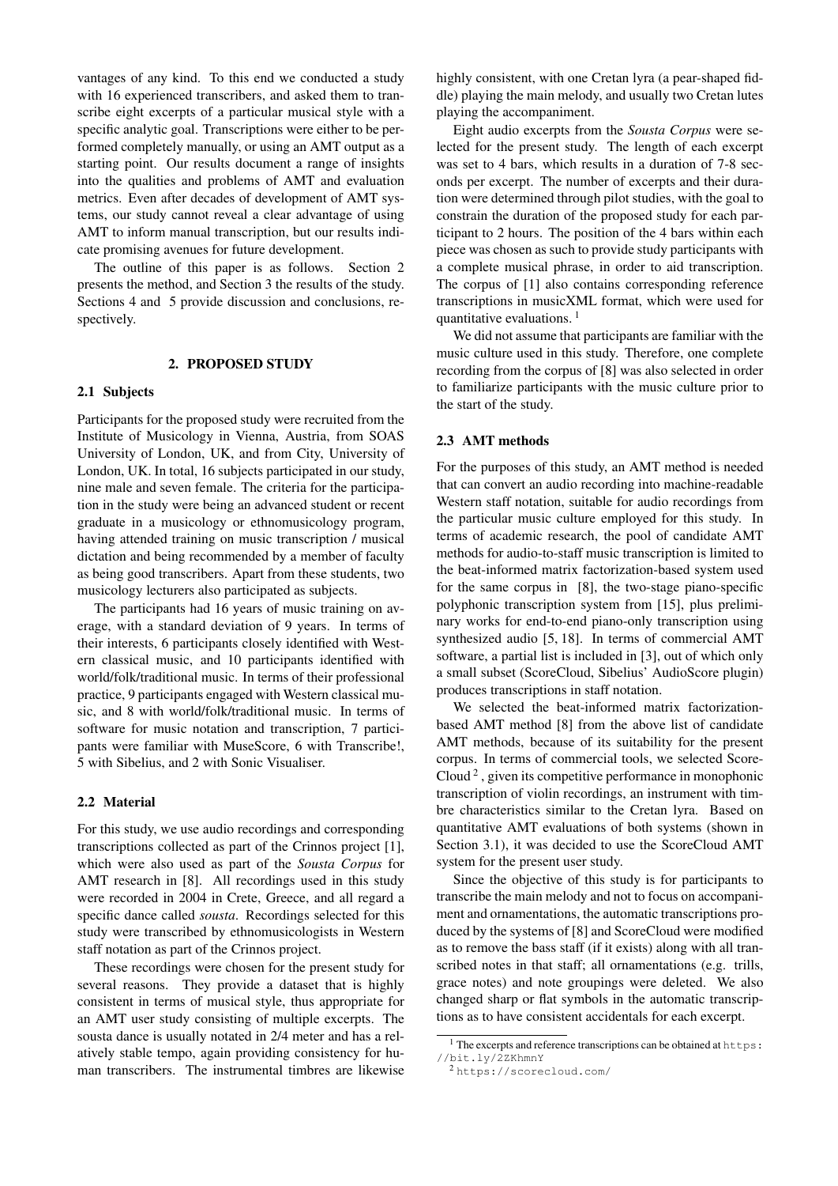vantages of any kind. To this end we conducted a study with 16 experienced transcribers, and asked them to transcribe eight excerpts of a particular musical style with a specific analytic goal. Transcriptions were either to be performed completely manually, or using an AMT output as a starting point. Our results document a range of insights into the qualities and problems of AMT and evaluation metrics. Even after decades of development of AMT systems, our study cannot reveal a clear advantage of using AMT to inform manual transcription, but our results indicate promising avenues for future development.

The outline of this paper is as follows. Section 2 presents the method, and Section 3 the results of the study. Sections 4 and 5 provide discussion and conclusions, respectively.

## 2. PROPOSED STUDY

### 2.1 Subjects

Participants for the proposed study were recruited from the Institute of Musicology in Vienna, Austria, from SOAS University of London, UK, and from City, University of London, UK. In total, 16 subjects participated in our study, nine male and seven female. The criteria for the participation in the study were being an advanced student or recent graduate in a musicology or ethnomusicology program, having attended training on music transcription / musical dictation and being recommended by a member of faculty as being good transcribers. Apart from these students, two musicology lecturers also participated as subjects.

The participants had 16 years of music training on average, with a standard deviation of 9 years. In terms of their interests, 6 participants closely identified with Western classical music, and 10 participants identified with world/folk/traditional music. In terms of their professional practice, 9 participants engaged with Western classical music, and 8 with world/folk/traditional music. In terms of software for music notation and transcription, 7 participants were familiar with MuseScore, 6 with Transcribe!, 5 with Sibelius, and 2 with Sonic Visualiser.

### 2.2 Material

For this study, we use audio recordings and corresponding transcriptions collected as part of the Crinnos project [1], which were also used as part of the *Sousta Corpus* for AMT research in [8]. All recordings used in this study were recorded in 2004 in Crete, Greece, and all regard a specific dance called *sousta*. Recordings selected for this study were transcribed by ethnomusicologists in Western staff notation as part of the Crinnos project.

These recordings were chosen for the present study for several reasons. They provide a dataset that is highly consistent in terms of musical style, thus appropriate for an AMT user study consisting of multiple excerpts. The sousta dance is usually notated in 2/4 meter and has a relatively stable tempo, again providing consistency for human transcribers. The instrumental timbres are likewise highly consistent, with one Cretan lyra (a pear-shaped fiddle) playing the main melody, and usually two Cretan lutes playing the accompaniment.

Eight audio excerpts from the *Sousta Corpus* were selected for the present study. The length of each excerpt was set to 4 bars, which results in a duration of 7-8 seconds per excerpt. The number of excerpts and their duration were determined through pilot studies, with the goal to constrain the duration of the proposed study for each participant to 2 hours. The position of the 4 bars within each piece was chosen as such to provide study participants with a complete musical phrase, in order to aid transcription. The corpus of [1] also contains corresponding reference transcriptions in musicXML format, which were used for quantitative evaluations. [1]

We did not assume that participants are familiar with the music culture used in this study. Therefore, one complete recording from the corpus of [8] was also selected in order to familiarize participants with the music culture prior to the start of the study.

### 2.3 AMT methods

For the purposes of this study, an AMT method is needed that can convert an audio recording into machine-readable Western staff notation, suitable for audio recordings from the particular music culture employed for this study. In terms of academic research, the pool of candidate AMT methods for audio-to-staff music transcription is limited to the beat-informed matrix factorization-based system used for the same corpus in [8], the two-stage piano-specific polyphonic transcription system from [15], plus preliminary works for end-to-end piano-only transcription using synthesized audio [5, 18]. In terms of commercial AMT software, a partial list is included in [3], out of which only a small subset (ScoreCloud, Sibelius' AudioScore plugin) produces transcriptions in staff notation.

We selected the beat-informed matrix factorization-based AMT method [8] from the above list of candidate AMT methods, because of its suitability for the present corpus. In terms of commercial tools, we selected ScoreCloud [2], given its competitive performance in monophonic transcription of violin recordings, an instrument with timbre characteristics similar to the Cretan lyra. Based on quantitative AMT evaluations of both systems (shown in Section 3.1), it was decided to use the ScoreCloud AMT system for the present user study.

Since the objective of this study is for participants to transcribe the main melody and not to focus on accompaniment and ornamentations, the automatic transcriptions produced by the systems of [8] and ScoreCloud were modified as to remove the bass staff (if it exists) along with all transcribed notes in that staff; all ornamentations (e.g. trills, grace notes) and note groupings were deleted. We also changed sharp or flat symbols in the automatic transcriptions as to have consistent accidentals for each excerpt.

[1] The excerpts and reference transcriptions can be obtained at https://bit.ly/2ZKhmnY

[2] https://scorecloud.com/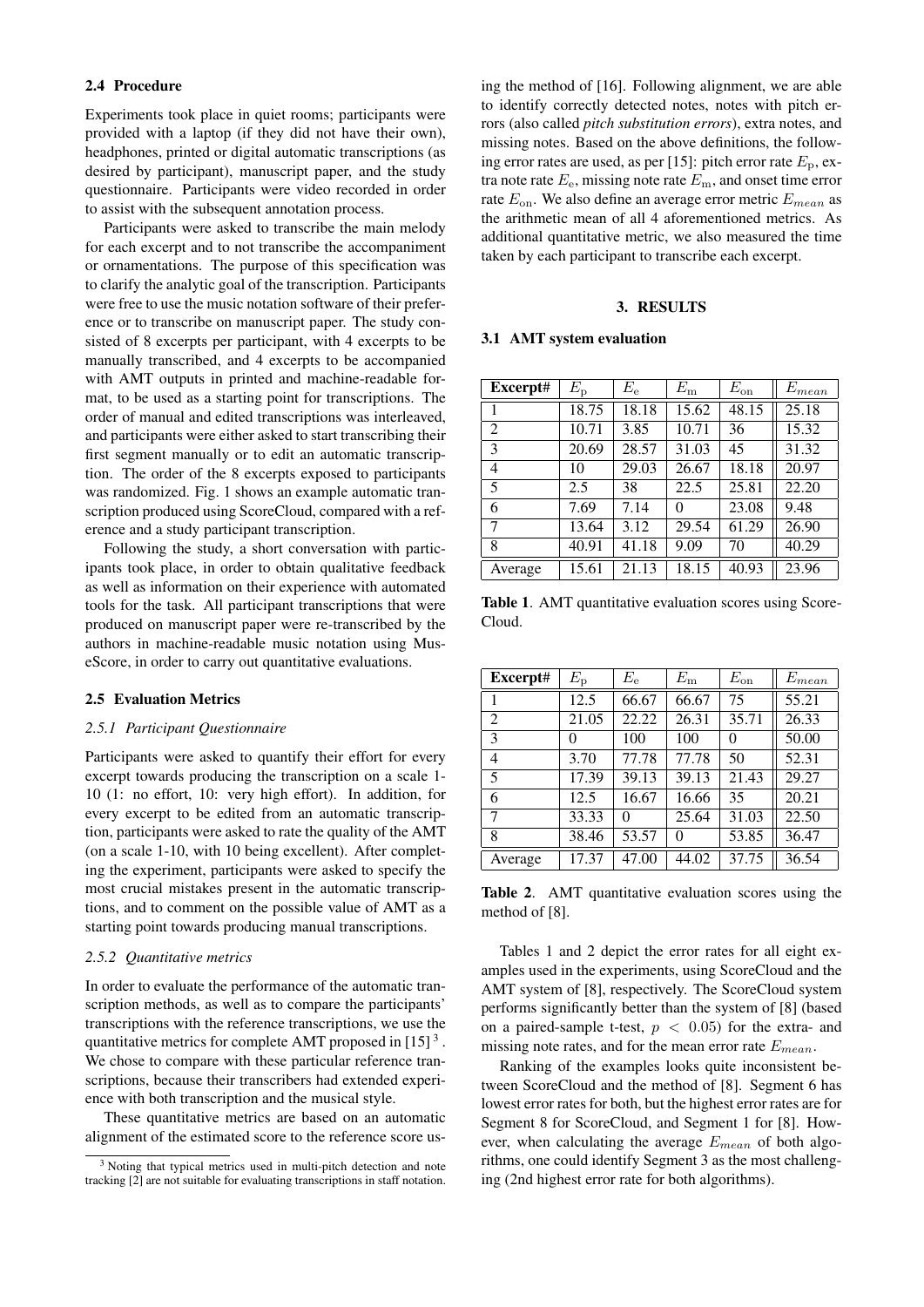### 2.4 Procedure

Experiments took place in quiet rooms; participants were provided with a laptop (if they did not have their own), headphones, printed or digital automatic transcriptions (as desired by participant), manuscript paper, and the study questionnaire. Participants were video recorded in order to assist with the subsequent annotation process.

Participants were asked to transcribe the main melody for each excerpt and to not transcribe the accompaniment or ornamentations. The purpose of this specification was to clarify the analytic goal of the transcription. Participants were free to use the music notation software of their preference or to transcribe on manuscript paper. The study consisted of 8 excerpts per participant, with 4 excerpts to be manually transcribed, and 4 excerpts to be accompanied with AMT outputs in printed and machine-readable format, to be used as a starting point for transcriptions. The order of manual and edited transcriptions was interleaved, and participants were either asked to start transcribing their first segment manually or to edit an automatic transcription. The order of the 8 excerpts exposed to participants was randomized. Fig. 1 shows an example automatic transcription produced using ScoreCloud, compared with a reference and a study participant transcription.

Following the study, a short conversation with participants took place, in order to obtain qualitative feedback as well as information on their experience with automated tools for the task. All participant transcriptions that were produced on manuscript paper were re-transcribed by the authors in machine-readable music notation using MuseScore, in order to carry out quantitative evaluations.

### 2.5 Evaluation Metrics

#### 2.5.1 Participant Questionnaire

Participants were asked to quantify their effort for every excerpt towards producing the transcription on a scale 1-10 (1: no effort, 10: very high effort). In addition, for every excerpt to be edited from an automatic transcription, participants were asked to rate the quality of the AMT (on a scale 1-10, with 10 being excellent). After completing the experiment, participants were asked to specify the most crucial mistakes present in the automatic transcriptions, and to comment on the possible value of AMT as a starting point towards producing manual transcriptions.

#### 2.5.2 Quantitative metrics

In order to evaluate the performance of the automatic transcription methods, as well as to compare the participants' transcriptions with the reference transcriptions, we use the quantitative metrics for complete AMT proposed in [15] [3]. We chose to compare with these particular reference transcriptions, because their transcribers had extended experience with both transcription and the musical style.

These quantitative metrics are based on an automatic alignment of the estimated score to the reference score using the method of [16]. Following alignment, we are able to identify correctly detected notes, notes with pitch errors (also called *pitch substitution errors*), extra notes, and missing notes. Based on the above definitions, the following error rates are used, as per [15]: pitch error rate $E_{\mathrm{p}}$, extra note rate $E_{\mathrm{e}}$, missing note rate $E_{\mathrm{m}}$, and onset time error rate $E_{\mathrm{on}}$. We also define an average error metric $E_{mean}$ as the arithmetic mean of all 4 aforementioned metrics. As additional quantitative metric, we also measured the time taken by each participant to transcribe each excerpt.

[3] Noting that typical metrics used in multi-pitch detection and note tracking [2] are not suitable for evaluating transcriptions in staff notation.

## 3. RESULTS

### 3.1 AMT system evaluation

| Excerpt# | $E_{\mathrm{p}}$ | $E_{\mathrm{e}}$ | $E_{\mathrm{m}}$ | $E_{\mathrm{on}}$ | $E_{mean}$ |
|---|---|---|---|---|---|
| 1 | 18.75 | 18.18 | 15.62 | 48.15 | 25.18 |
| 2 | 10.71 | 3.85 | 10.71 | 36 | 15.32 |
| 3 | 20.69 | 28.57 | 31.03 | 45 | 31.32 |
| 4 | 10 | 29.03 | 26.67 | 18.18 | 20.97 |
| 5 | 2.5 | 38 | 22.5 | 25.81 | 22.20 |
| 6 | 7.69 | 7.14 | 0 | 23.08 | 9.48 |
| 7 | 13.64 | 3.12 | 29.54 | 61.29 | 26.90 |
| 8 | 40.91 | 41.18 | 9.09 | 70 | 40.29 |
| Average | 15.61 | 21.13 | 18.15 | 40.93 | 23.96 |

**Table 1**. AMT quantitative evaluation scores using ScoreCloud.

| Excerpt# | $E_{\mathrm{p}}$ | $E_{\mathrm{e}}$ | $E_{\mathrm{m}}$ | $E_{\mathrm{on}}$ | $E_{mean}$ |
|---|---|---|---|---|---|
| 1 | 12.5 | 66.67 | 66.67 | 75 | 55.21 |
| 2 | 21.05 | 22.22 | 26.31 | 35.71 | 26.33 |
| 3 | 0 | 100 | 100 | 0 | 50.00 |
| 4 | 3.70 | 77.78 | 77.78 | 50 | 52.31 |
| 5 | 17.39 | 39.13 | 39.13 | 21.43 | 29.27 |
| 6 | 12.5 | 16.67 | 16.66 | 35 | 20.21 |
| 7 | 33.33 | 0 | 25.64 | 31.03 | 22.50 |
| 8 | 38.46 | 53.57 | 0 | 53.85 | 36.47 |
| Average | 17.37 | 47.00 | 44.02 | 37.75 | 36.54 |

**Table 2**. AMT quantitative evaluation scores using the method of [8].

Tables 1 and 2 depict the error rates for all eight examples used in the experiments, using ScoreCloud and the AMT system of [8], respectively. The ScoreCloud system performs significantly better than the system of [8] (based on a paired-sample t-test, $p < 0.05$) for the extra- and missing note rates, and for the mean error rate $E_{mean}$.

Ranking of the examples looks quite inconsistent between ScoreCloud and the method of [8]. Segment 6 has lowest error rates for both, but the highest error rates are for Segment 8 for ScoreCloud, and Segment 1 for [8]. However, when calculating the average $E_{mean}$ of both algorithms, one could identify Segment 3 as the most challenging (2nd highest error rate for both algorithms).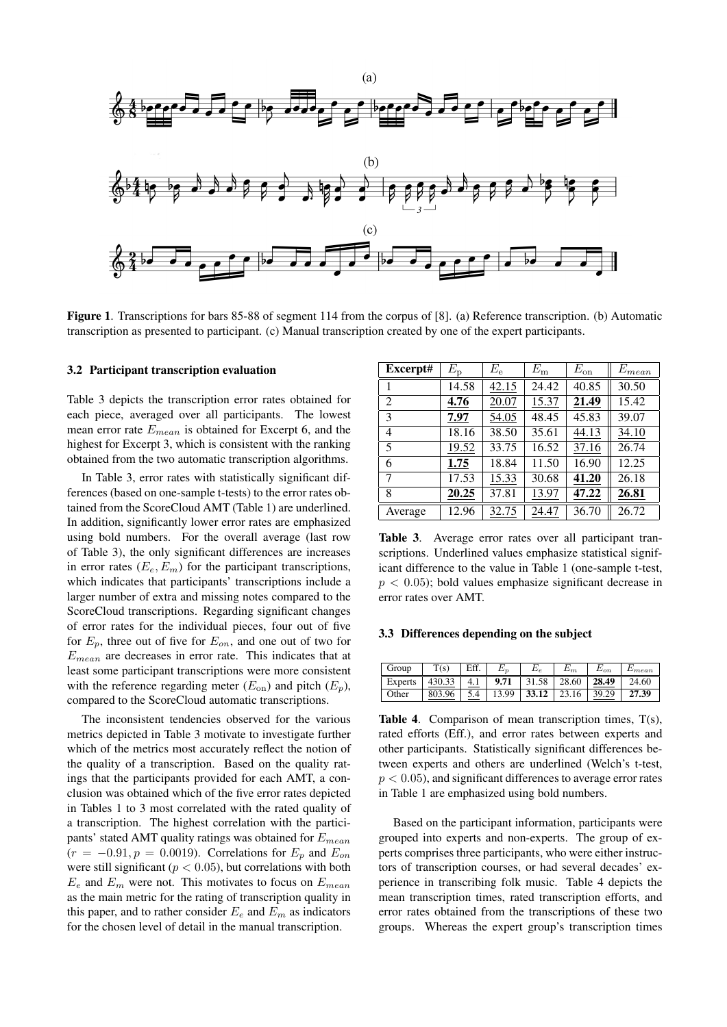Figure 1. Transcriptions for bars 85-88 of segment 114 from the corpus of [8]. (a) Reference transcription. (b) Automatic transcription as presented to participant. (c) Manual transcription created by one of the expert participants.

### 3.2 Participant transcription evaluation

Table 3 depicts the transcription error rates obtained for each piece, averaged over all participants. The lowest mean error rate $E_{mean}$ is obtained for Excerpt 6, and the highest for Excerpt 3, which is consistent with the ranking obtained from the two automatic transcription algorithms.

In Table 3, error rates with statistically significant differences (based on one-sample t-tests) to the error rates obtained from the ScoreCloud AMT (Table 1) are underlined. In addition, significantly lower error rates are emphasized using bold numbers. For the overall average (last row of Table 3), the only significant differences are increases in error rates ($E_e, E_m$) for the participant transcriptions, which indicates that participants' transcriptions include a larger number of extra and missing notes compared to the ScoreCloud transcriptions. Regarding significant changes of error rates for the individual pieces, four out of five for $E_p$, three out of five for $E_{on}$, and one out of two for $E_{mean}$ are decreases in error rate. This indicates that at least some participant transcriptions were more consistent with the reference regarding meter ($E_{\text{on}}$) and pitch ($E_p$), compared to the ScoreCloud automatic transcriptions.

The inconsistent tendencies observed for the various metrics depicted in Table 3 motivate to investigate further which of the metrics most accurately reflect the notion of the quality of a transcription. Based on the quality ratings that the participants provided for each AMT, a conclusion was obtained which of the five error rates depicted in Tables 1 to 3 most correlated with the rated quality of a transcription. The highest correlation with the participants' stated AMT quality ratings was obtained for $E_{mean}$ ($r = -0.91, p = 0.0019$). Correlations for $E_p$ and $E_{on}$ were still significant ($p < 0.05$), but correlations with both $E_e$ and $E_m$ were not. This motivates to focus on $E_{mean}$ as the main metric for the rating of transcription quality in this paper, and to rather consider $E_e$ and $E_m$ as indicators for the chosen level of detail in the manual transcription.

| Excerpt# | $E_{\text{p}}$ | $E_{\text{e}}$ | $E_{\text{m}}$ | $E_{\text{on}}$ | $E_{mean}$ |
|---|---|---|---|---|---|
| 1 | 14.58 | <u>42.15</u> | 24.42 | 40.85 | 30.50 |
| 2 | **<u>4.76</u>** | <u>20.07</u> | <u>15.37</u> | **<u>21.49</u>** | 15.42 |
| 3 | **<u>7.97</u>** | <u>54.05</u> | 48.45 | 45.83 | 39.07 |
| 4 | 18.16 | 38.50 | 35.61 | <u>44.13</u> | <u>34.10</u> |
| 5 | <u>19.52</u> | 33.75 | 16.52 | <u>37.16</u> | 26.74 |
| 6 | **<u>1.75</u>** | 18.84 | 11.50 | 16.90 | 12.25 |
| 7 | 17.53 | <u>15.33</u> | 30.68 | **<u>41.20</u>** | 26.18 |
| 8 | **<u>20.25</u>** | 37.81 | <u>13.97</u> | **<u>47.22</u>** | **<u>26.81</u>** |
| Average | 12.96 | <u>32.75</u> | <u>24.47</u> | 36.70 | 26.72 |

Table 3. Average error rates over all participant transcriptions. Underlined values emphasize statistical significant difference to the value in Table 1 (one-sample t-test, $p < 0.05$); bold values emphasize significant decrease in error rates over AMT.

### 3.3 Differences depending on the subject

| Group | T(s) | Eff. | $E_p$ | $E_e$ | $E_m$ | $E_{on}$ | $E_{mean}$ |
|---|---|---|---|---|---|---|---|
| Experts | <u>430.33</u> | <u>4.1</u> | **9.71** | 31.58 | 28.60 | **28.49** | 24.60 |
| Other | <u>803.96</u> | <u>5.4</u> | 13.99 | **33.12** | 23.16 | 39.29 | **27.39** |

Table 4. Comparison of mean transcription times, T(s), rated efforts (Eff.), and error rates between experts and other participants. Statistically significant differences between experts and others are underlined (Welch's t-test, $p < 0.05$), and significant differences to average error rates in Table 1 are emphasized using bold numbers.

Based on the participant information, participants were grouped into experts and non-experts. The group of experts comprises three participants, who were either instructors of transcription courses, or had several decades' experience in transcribing folk music. Table 4 depicts the mean transcription times, rated transcription efforts, and error rates obtained from the transcriptions of these two groups. Whereas the expert group's transcription times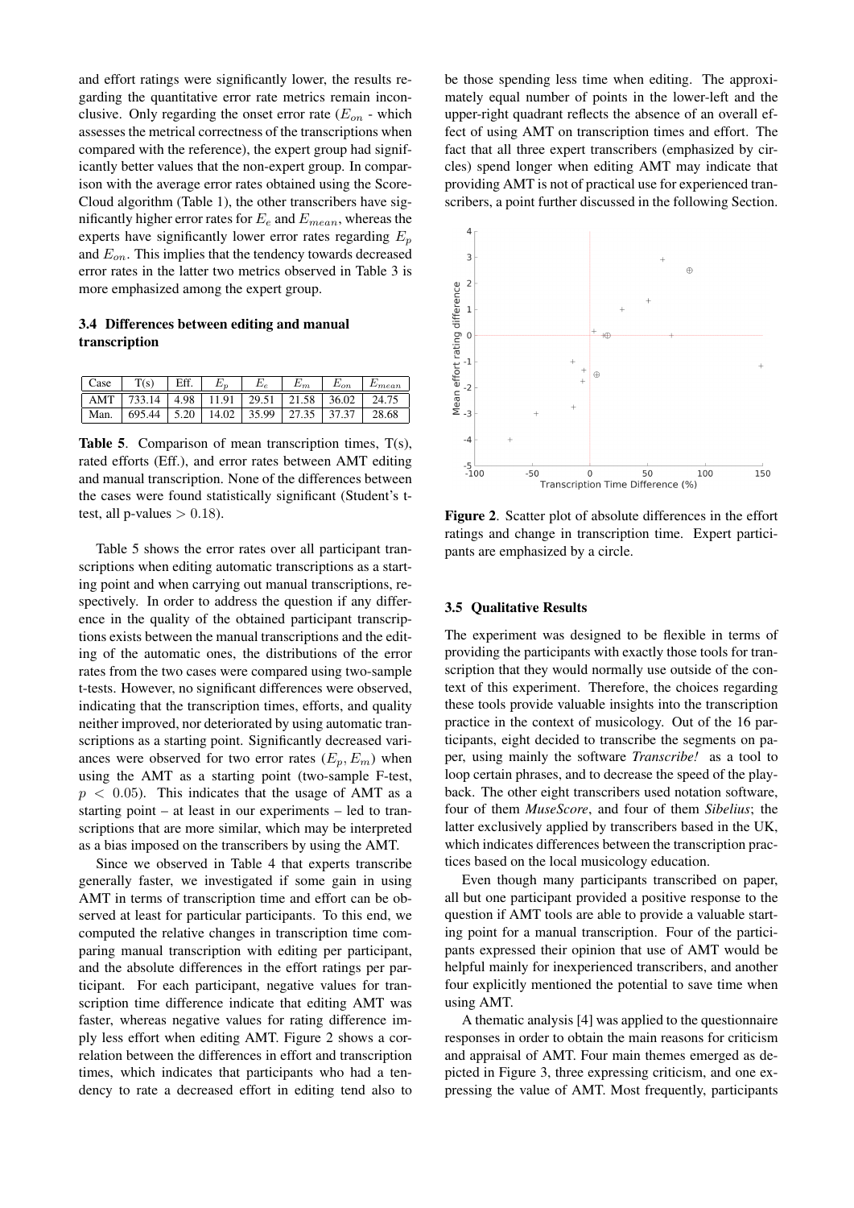and effort ratings were significantly lower, the results regarding the quantitative error rate metrics remain inconclusive. Only regarding the onset error rate ($E_{on}$ - which assesses the metrical correctness of the transcriptions when compared with the reference), the expert group had significantly better values that the non-expert group. In comparison with the average error rates obtained using the ScoreCloud algorithm (Table 1), the other transcribers have significantly higher error rates for $E_e$ and $E_{mean}$, whereas the experts have significantly lower error rates regarding $E_p$ and $E_{on}$. This implies that the tendency towards decreased error rates in the latter two metrics observed in Table 3 is more emphasized among the expert group.

### 3.4 Differences between editing and manual transcription

| Case | T(s) | Eff. | $E_p$ | $E_e$ | $E_m$ | $E_{on}$ | $E_{mean}$ |
|---|---|---|---|---|---|---|---|
| AMT | 733.14 | 4.98 | 11.91 | 29.51 | 21.58 | 36.02 | 24.75 |
| Man. | 695.44 | 5.20 | 14.02 | 35.99 | 27.35 | 37.37 | 28.68 |

**Table 5**. Comparison of mean transcription times, T(s), rated efforts (Eff.), and error rates between AMT editing and manual transcription. None of the differences between the cases were found statistically significant (Student's t-test, all p-values $> 0.18$).

Table 5 shows the error rates over all participant transcriptions when editing automatic transcriptions as a starting point and when carrying out manual transcriptions, respectively. In order to address the question if any difference in the quality of the obtained participant transcriptions exists between the manual transcriptions and the editing of the automatic ones, the distributions of the error rates from the two cases were compared using two-sample t-tests. However, no significant differences were observed, indicating that the transcription times, efforts, and quality neither improved, nor deteriorated by using automatic transcriptions as a starting point. Significantly decreased variances were observed for two error rates ($E_p, E_m$) when using the AMT as a starting point (two-sample F-test, $p < 0.05$). This indicates that the usage of AMT as a starting point – at least in our experiments – led to transcriptions that are more similar, which may be interpreted as a bias imposed on the transcribers by using the AMT.

Since we observed in Table 4 that experts transcribe generally faster, we investigated if some gain in using AMT in terms of transcription time and effort can be observed at least for particular participants. To this end, we computed the relative changes in transcription time comparing manual transcription with editing per participant, and the absolute differences in the effort ratings per participant. For each participant, negative values for transcription time difference indicate that editing AMT was faster, whereas negative values for rating difference imply less effort when editing AMT. Figure 2 shows a correlation between the differences in effort and transcription times, which indicates that participants who had a tendency to rate a decreased effort in editing tend also to be those spending less time when editing. The approximately equal number of points in the lower-left and the upper-right quadrant reflects the absence of an overall effect of using AMT on transcription times and effort. The fact that all three expert transcribers (emphasized by circles) spend longer when editing AMT may indicate that providing AMT is not of practical use for experienced transcribers, a point further discussed in the following Section.

**Figure 2**. Scatter plot of absolute differences in the effort ratings and change in transcription time. Expert participants are emphasized by a circle.

### 3.5 Qualitative Results

The experiment was designed to be flexible in terms of providing the participants with exactly those tools for transcription that they would normally use outside of the context of this experiment. Therefore, the choices regarding these tools provide valuable insights into the transcription practice in the context of musicology. Out of the 16 participants, eight decided to transcribe the segments on paper, using mainly the software *Transcribe!* as a tool to loop certain phrases, and to decrease the speed of the playback. The other eight transcribers used notation software, four of them *MuseScore*, and four of them *Sibelius*; the latter exclusively applied by transcribers based in the UK, which indicates differences between the transcription practices based on the local musicology education.

Even though many participants transcribed on paper, all but one participant provided a positive response to the question if AMT tools are able to provide a valuable starting point for a manual transcription. Four of the participants expressed their opinion that use of AMT would be helpful mainly for inexperienced transcribers, and another four explicitly mentioned the potential to save time when using AMT.

A thematic analysis [4] was applied to the questionnaire responses in order to obtain the main reasons for criticism and appraisal of AMT. Four main themes emerged as depicted in Figure 3, three expressing criticism, and one expressing the value of AMT. Most frequently, participants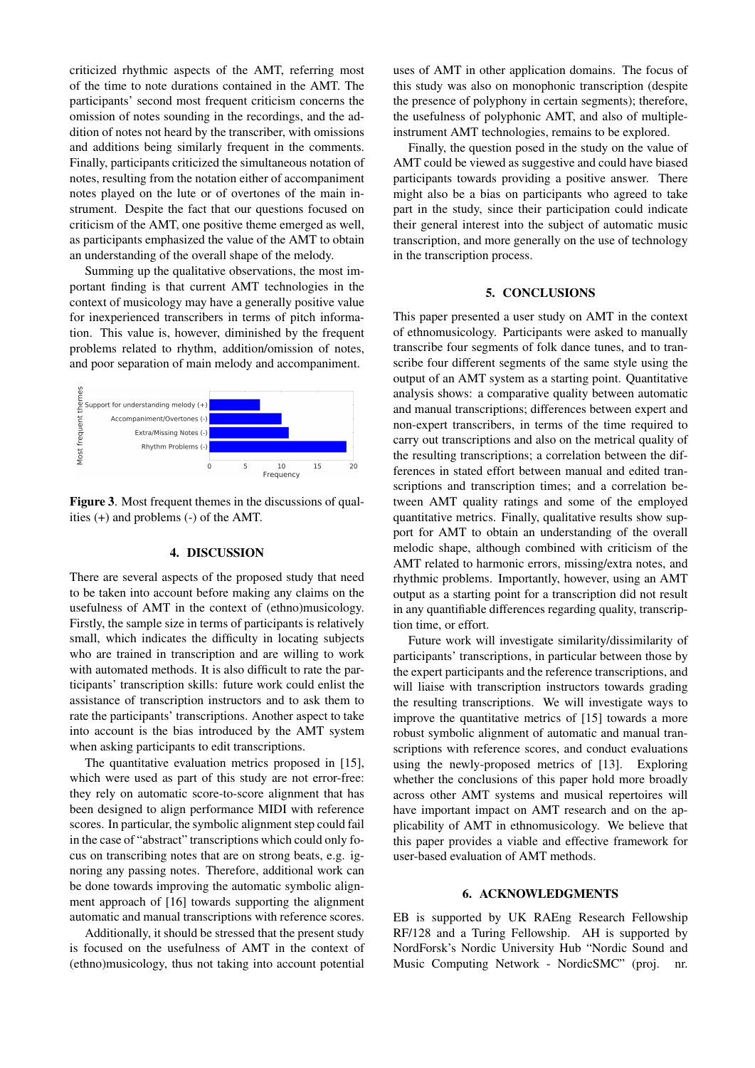criticized rhythmic aspects of the AMT, referring most of the time to note durations contained in the AMT. The participants' second most frequent criticism concerns the omission of notes sounding in the recordings, and the addition of notes not heard by the transcriber, with omissions and additions being similarly frequent in the comments. Finally, participants criticized the simultaneous notation of notes, resulting from the notation either of accompaniment notes played on the lute or of overtones of the main instrument. Despite the fact that our questions focused on criticism of the AMT, one positive theme emerged as well, as participants emphasized the value of the AMT to obtain an understanding of the overall shape of the melody.

Summing up the qualitative observations, the most important finding is that current AMT technologies in the context of musicology may have a generally positive value for inexperienced transcribers in terms of pitch information. This value is, however, diminished by the frequent problems related to rhythm, addition/omission of notes, and poor separation of main melody and accompaniment.

**Figure 3**. Most frequent themes in the discussions of qualities (+) and problems (-) of the AMT.

## 4. DISCUSSION

There are several aspects of the proposed study that need to be taken into account before making any claims on the usefulness of AMT in the context of (ethno)musicology. Firstly, the sample size in terms of participants is relatively small, which indicates the difficulty in locating subjects who are trained in transcription and are willing to work with automated methods. It is also difficult to rate the participants' transcription skills: future work could enlist the assistance of transcription instructors and to ask them to rate the participants' transcriptions. Another aspect to take into account is the bias introduced by the AMT system when asking participants to edit transcriptions.

The quantitative evaluation metrics proposed in [15], which were used as part of this study are not error-free: they rely on automatic score-to-score alignment that has been designed to align performance MIDI with reference scores. In particular, the symbolic alignment step could fail in the case of "abstract" transcriptions which could only focus on transcribing notes that are on strong beats, e.g. ignoring any passing notes. Therefore, additional work can be done towards improving the automatic symbolic alignment approach of [16] towards supporting the alignment automatic and manual transcriptions with reference scores.

Additionally, it should be stressed that the present study is focused on the usefulness of AMT in the context of (ethno)musicology, thus not taking into account potential uses of AMT in other application domains. The focus of this study was also on monophonic transcription (despite the presence of polyphony in certain segments); therefore, the usefulness of polyphonic AMT, and also of multiple-instrument AMT technologies, remains to be explored.

Finally, the question posed in the study on the value of AMT could be viewed as suggestive and could have biased participants towards providing a positive answer. There might also be a bias on participants who agreed to take part in the study, since their participation could indicate their general interest into the subject of automatic music transcription, and more generally on the use of technology in the transcription process.

## 5. CONCLUSIONS

This paper presented a user study on AMT in the context of ethnomusicology. Participants were asked to manually transcribe four segments of folk dance tunes, and to transcribe four different segments of the same style using the output of an AMT system as a starting point. Quantitative analysis shows: a comparative quality between automatic and manual transcriptions; differences between expert and non-expert transcribers, in terms of the time required to carry out transcriptions and also on the metrical quality of the resulting transcriptions; a correlation between the differences in stated effort between manual and edited transcriptions and transcription times; and a correlation between AMT quality ratings and some of the employed quantitative metrics. Finally, qualitative results show support for AMT to obtain an understanding of the overall melodic shape, although combined with criticism of the AMT related to harmonic errors, missing/extra notes, and rhythmic problems. Importantly, however, using an AMT output as a starting point for a transcription did not result in any quantifiable differences regarding quality, transcription time, or effort.

Future work will investigate similarity/dissimilarity of participants' transcriptions, in particular between those by the expert participants and the reference transcriptions, and will liaise with transcription instructors towards grading the resulting transcriptions. We will investigate ways to improve the quantitative metrics of [15] towards a more robust symbolic alignment of automatic and manual transcriptions with reference scores, and conduct evaluations using the newly-proposed metrics of [13]. Exploring whether the conclusions of this paper hold more broadly across other AMT systems and musical repertoires will have important impact on AMT research and on the applicability of AMT in ethnomusicology. We believe that this paper provides a viable and effective framework for user-based evaluation of AMT methods.

## 6. ACKNOWLEDGMENTS

EB is supported by UK RAEng Research Fellowship RF/128 and a Turing Fellowship. AH is supported by NordForsk's Nordic University Hub "Nordic Sound and Music Computing Network - NordicSMC" (proj. nr.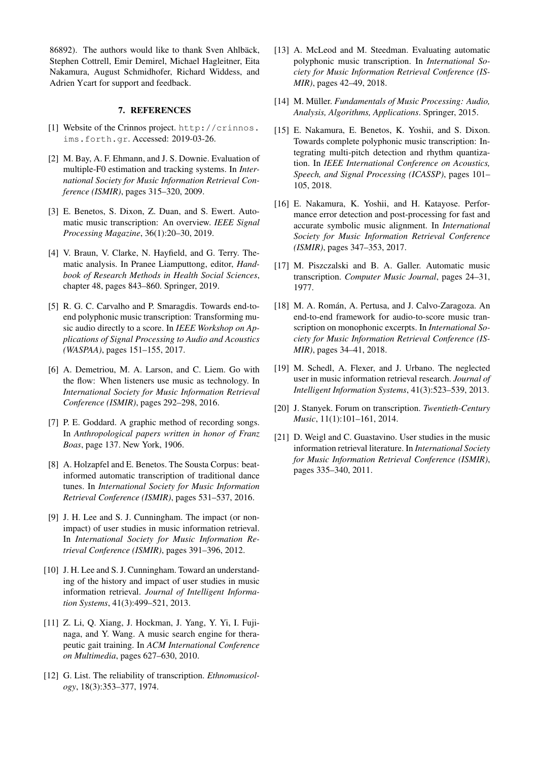86892). The authors would like to thank Sven Ahlbäck, Stephen Cottrell, Emir Demirel, Michael Hagleitner, Eita Nakamura, August Schmidhofer, Richard Widdess, and Adrien Ycart for support and feedback.

## 7. REFERENCES

[1] Website of the Crinnos project. http://crinnos.ims.forth.gr. Accessed: 2019-03-26.

[2] M. Bay, A. F. Ehmann, and J. S. Downie. Evaluation of multiple-F0 estimation and tracking systems. In *International Society for Music Information Retrieval Conference (ISMIR)*, pages 315–320, 2009.

[3] E. Benetos, S. Dixon, Z. Duan, and S. Ewert. Automatic music transcription: An overview. *IEEE Signal Processing Magazine*, 36(1):20–30, 2019.

[4] V. Braun, V. Clarke, N. Hayfield, and G. Terry. Thematic analysis. In Pranee Liamputtong, editor, *Handbook of Research Methods in Health Social Sciences*, chapter 48, pages 843–860. Springer, 2019.

[5] R. G. C. Carvalho and P. Smaragdis. Towards end-to-end polyphonic music transcription: Transforming music audio directly to a score. In *IEEE Workshop on Applications of Signal Processing to Audio and Acoustics (WASPAA)*, pages 151–155, 2017.

[6] A. Demetriou, M. A. Larson, and C. Liem. Go with the flow: When listeners use music as technology. In *International Society for Music Information Retrieval Conference (ISMIR)*, pages 292–298, 2016.

[7] P. E. Goddard. A graphic method of recording songs. In *Anthropological papers written in honor of Franz Boas*, page 137. New York, 1906.

[8] A. Holzapfel and E. Benetos. The Sousta Corpus: beat-informed automatic transcription of traditional dance tunes. In *International Society for Music Information Retrieval Conference (ISMIR)*, pages 531–537, 2016.

[9] J. H. Lee and S. J. Cunningham. The impact (or non-impact) of user studies in music information retrieval. In *International Society for Music Information Retrieval Conference (ISMIR)*, pages 391–396, 2012.

[10] J. H. Lee and S. J. Cunningham. Toward an understanding of the history and impact of user studies in music information retrieval. *Journal of Intelligent Information Systems*, 41(3):499–521, 2013.

[11] Z. Li, Q. Xiang, J. Hockman, J. Yang, Y. Yi, I. Fujinaga, and Y. Wang. A music search engine for therapeutic gait training. In *ACM International Conference on Multimedia*, pages 627–630, 2010.

[12] G. List. The reliability of transcription. *Ethnomusicology*, 18(3):353–377, 1974.

[13] A. McLeod and M. Steedman. Evaluating automatic polyphonic music transcription. In *International Society for Music Information Retrieval Conference (ISMIR)*, pages 42–49, 2018.

[14] M. Müller. *Fundamentals of Music Processing: Audio, Analysis, Algorithms, Applications*. Springer, 2015.

[15] E. Nakamura, E. Benetos, K. Yoshii, and S. Dixon. Towards complete polyphonic music transcription: Integrating multi-pitch detection and rhythm quantization. In *IEEE International Conference on Acoustics, Speech, and Signal Processing (ICASSP)*, pages 101–105, 2018.

[16] E. Nakamura, K. Yoshii, and H. Katayose. Performance error detection and post-processing for fast and accurate symbolic music alignment. In *International Society for Music Information Retrieval Conference (ISMIR)*, pages 347–353, 2017.

[17] M. Piszczalski and B. A. Galler. Automatic music transcription. *Computer Music Journal*, pages 24–31, 1977.

[18] M. A. Román, A. Pertusa, and J. Calvo-Zaragoza. An end-to-end framework for audio-to-score music transcription on monophonic excerpts. In *International Society for Music Information Retrieval Conference (ISMIR)*, pages 34–41, 2018.

[19] M. Schedl, A. Flexer, and J. Urbano. The neglected user in music information retrieval research. *Journal of Intelligent Information Systems*, 41(3):523–539, 2013.

[20] J. Stanyek. Forum on transcription. *Twentieth-Century Music*, 11(1):101–161, 2014.

[21] D. Weigl and C. Guastavino. User studies in the music information retrieval literature. In *International Society for Music Information Retrieval Conference (ISMIR)*, pages 335–340, 2011.